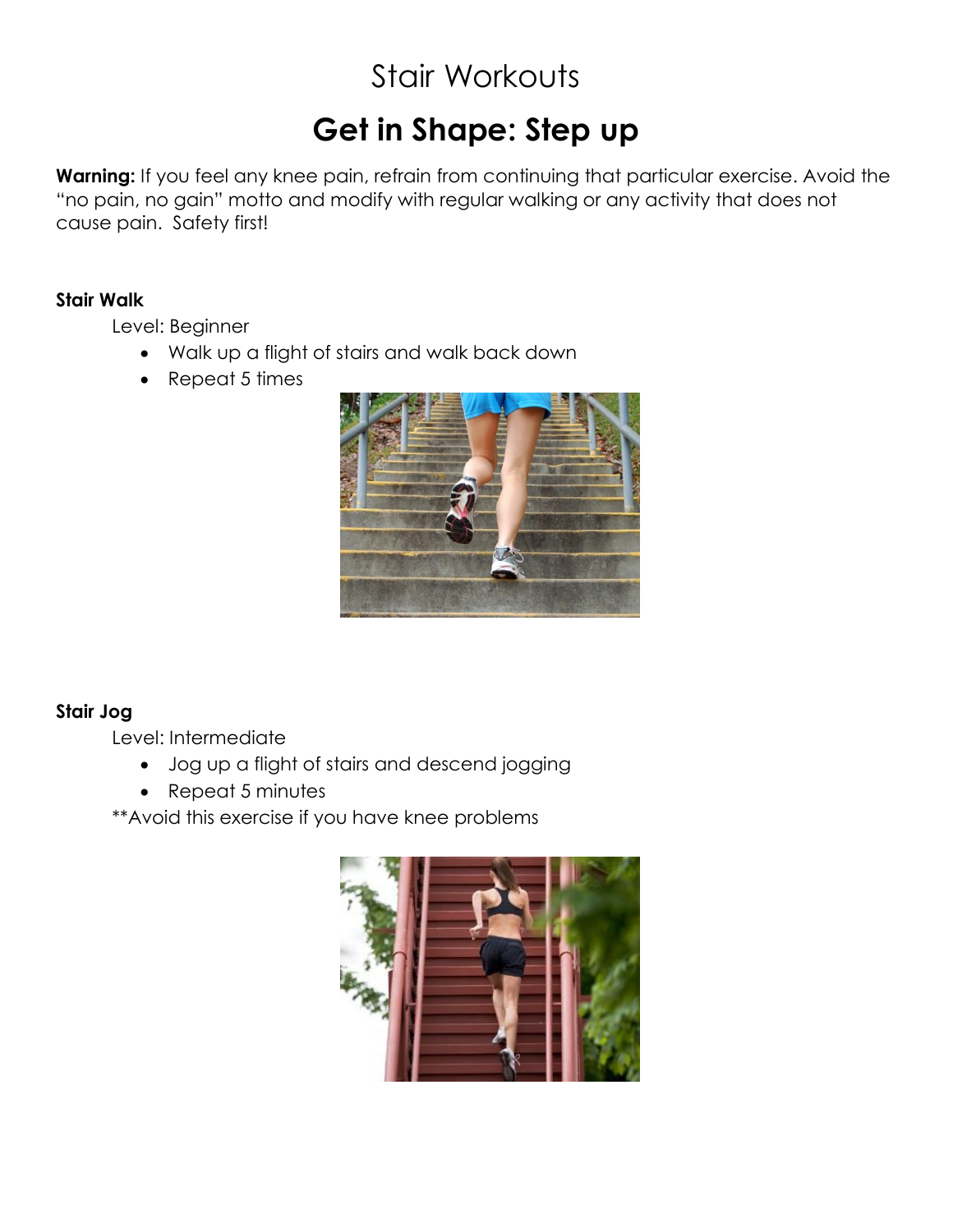# Stair Workouts

## Get in Shape: Step up

**Warning:** If you feel any knee pain, refrain from continuing that particular exercise. Avoid the "no pain, no gain" motto and modify with regular walking or any activity that does not cause pain. Safety first!

**Stair Walk**

Level: Beginner

- Walk up a flight of stairs and walk back down
- Repeat 5 times

**Stair Jog**

Level: Intermediate

- Jog up a flight of stairs and descend jogging
- Repeat 5 minutes

**Avoid this exercise if you have knee problems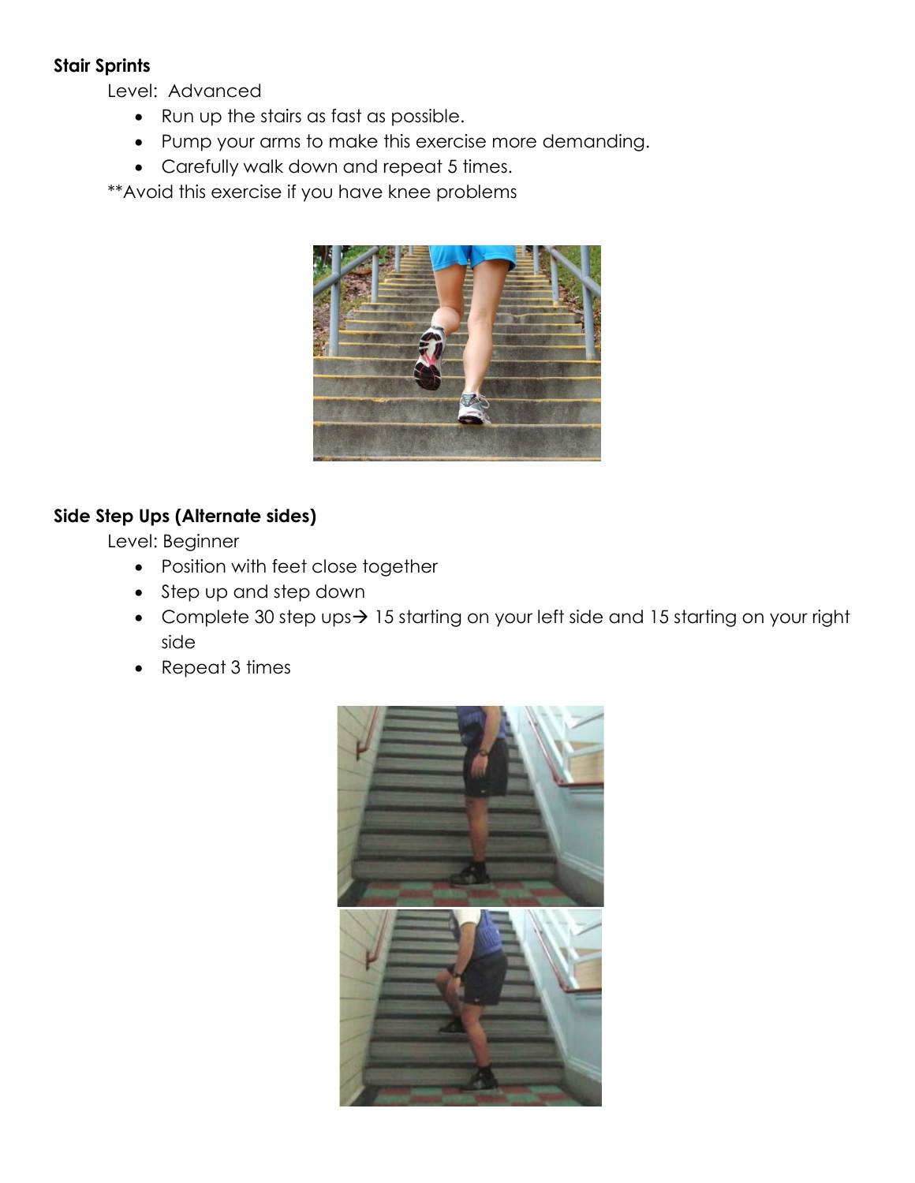**Stair Sprints**

Level: Advanced

- Run up the stairs as fast as possible.
- Pump your arms to make this exercise more demanding.
- Carefully walk down and repeat 5 times.

**Avoid this exercise if you have knee problems

**Side Step Ups (Alternate sides)**

Level: Beginner

- Position with feet close together
- Step up and step down
- Complete 30 step ups→ 15 starting on your left side and 15 starting on your right side
- Repeat 3 times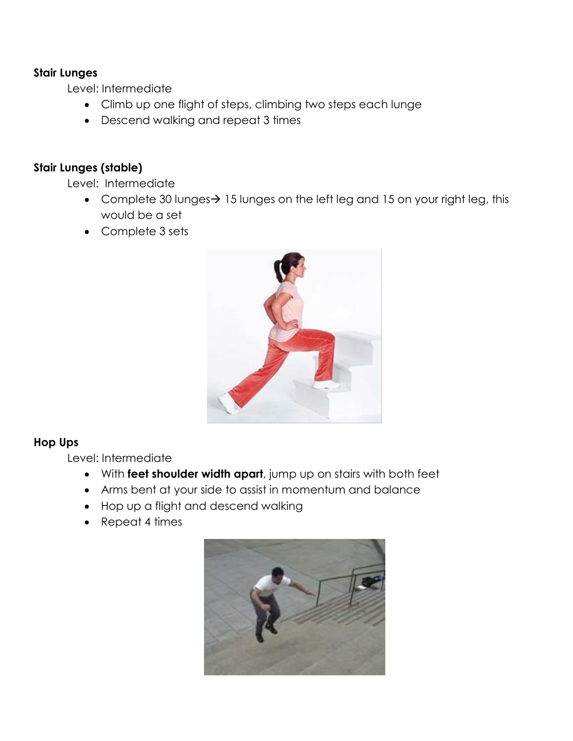**Stair Lunges**

Level: Intermediate

- Climb up one flight of steps, climbing two steps each lunge
- Descend walking and repeat 3 times

**Stair Lunges (stable)**

Level: Intermediate

- Complete 30 lunges→ 15 lunges on the left leg and 15 on your right leg, this would be a set
- Complete 3 sets

**Hop Ups**

Level: Intermediate

- With **feet shoulder width apart**, jump up on stairs with both feet
- Arms bent at your side to assist in momentum and balance
- Hop up a flight and descend walking
- Repeat 4 times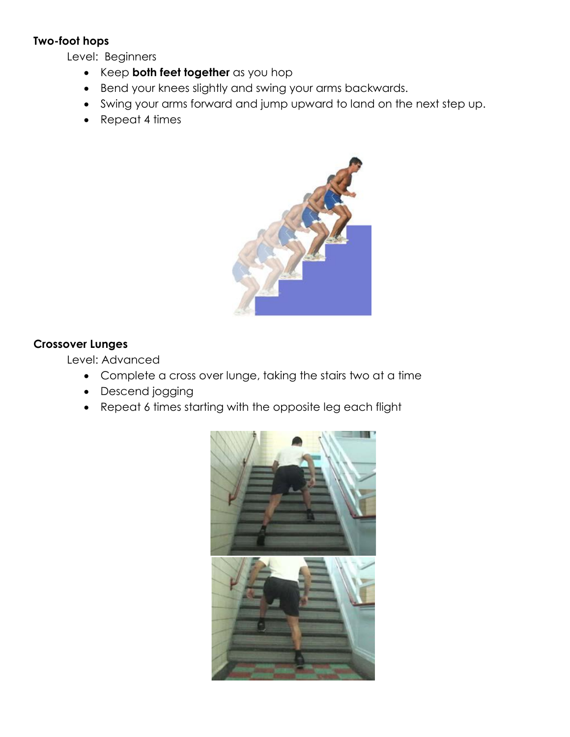**Two-foot hops**

Level: Beginners

- Keep **both feet together** as you hop
- Bend your knees slightly and swing your arms backwards.
- Swing your arms forward and jump upward to land on the next step up.
- Repeat 4 times

**Crossover Lunges**

Level: Advanced

- Complete a cross over lunge, taking the stairs two at a time
- Descend jogging
- Repeat 6 times starting with the opposite leg each flight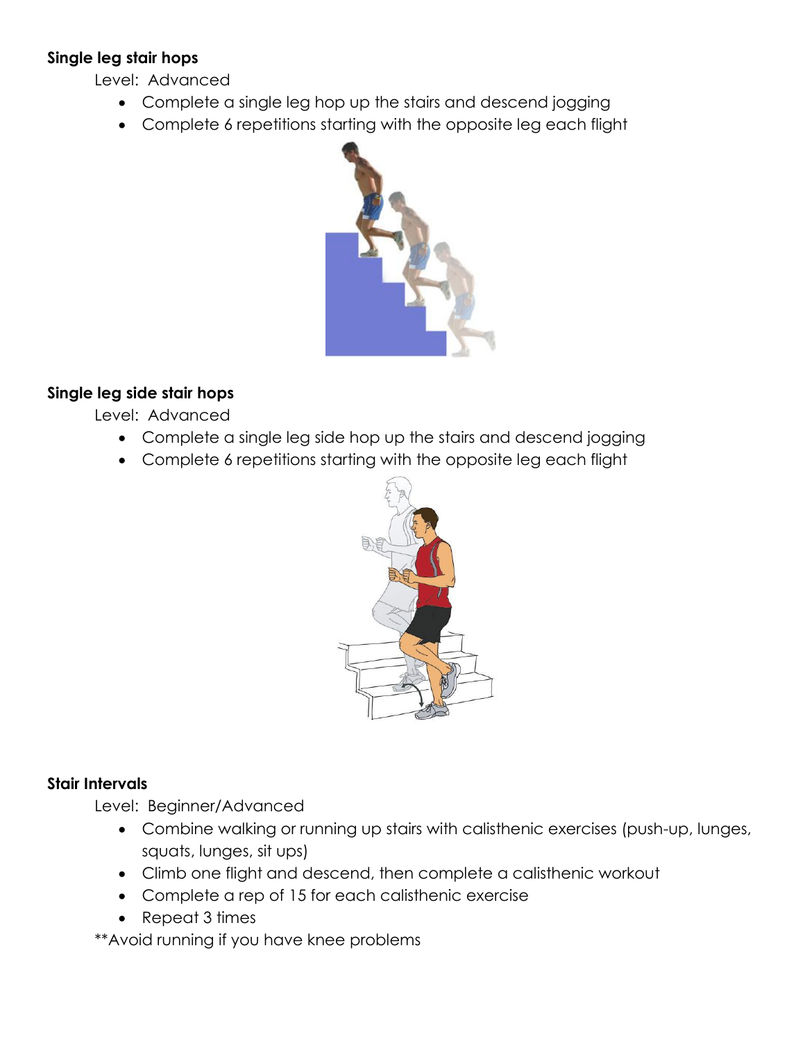**Single leg stair hops**

Level: Advanced

- Complete a single leg hop up the stairs and descend jogging
- Complete 6 repetitions starting with the opposite leg each flight

**Single leg side stair hops**

Level: Advanced

- Complete a single leg side hop up the stairs and descend jogging
- Complete 6 repetitions starting with the opposite leg each flight

**Stair Intervals**

Level: Beginner/Advanced

- Combine walking or running up stairs with calisthenic exercises (push-up, lunges, squats, lunges, sit ups)
- Climb one flight and descend, then complete a calisthenic workout
- Complete a rep of 15 for each calisthenic exercise
- Repeat 3 times

**Avoid running if you have knee problems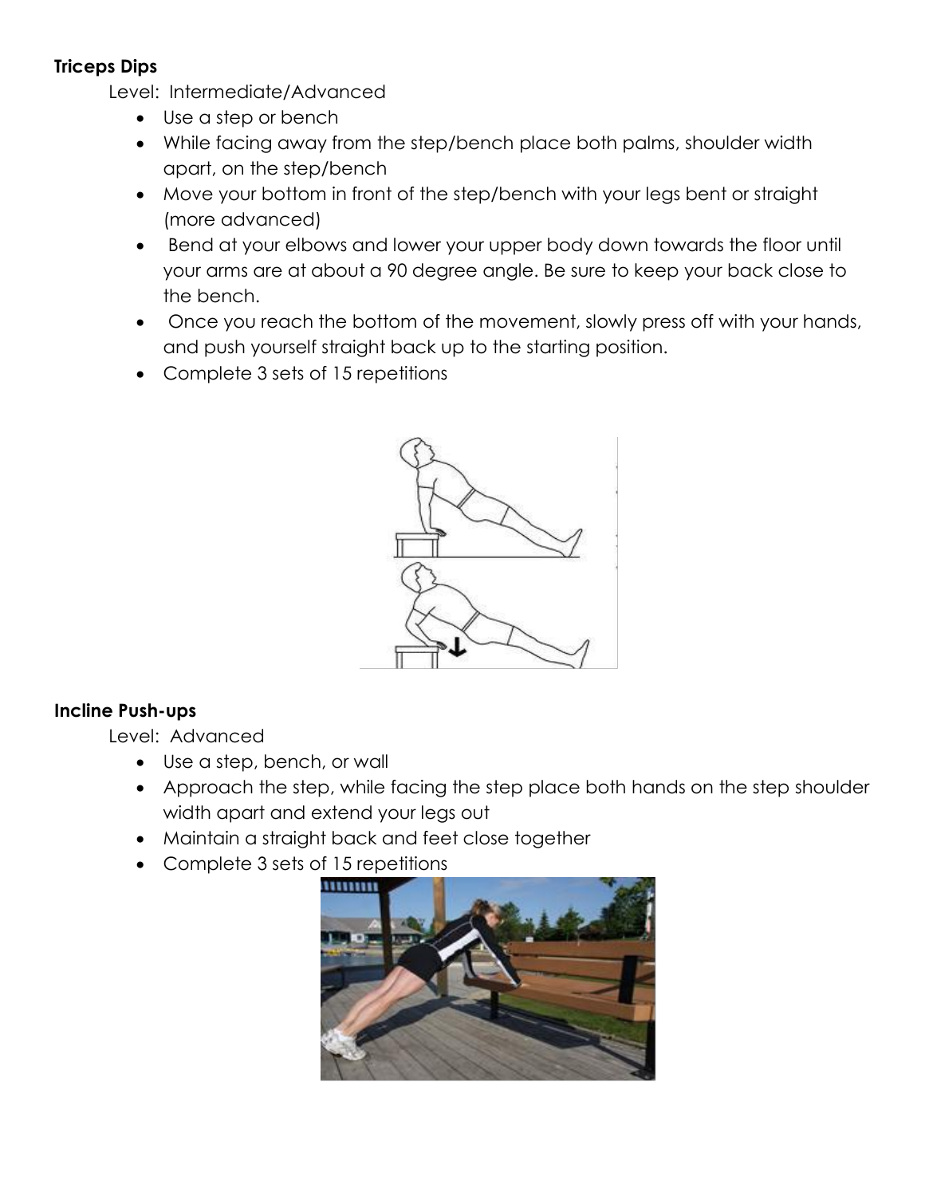**Triceps Dips**

Level: Intermediate/Advanced

- Use a step or bench
- While facing away from the step/bench place both palms, shoulder width apart, on the step/bench
- Move your bottom in front of the step/bench with your legs bent or straight (more advanced)
- Bend at your elbows and lower your upper body down towards the floor until your arms are at about a 90 degree angle. Be sure to keep your back close to the bench.
- Once you reach the bottom of the movement, slowly press off with your hands, and push yourself straight back up to the starting position.
- Complete 3 sets of 15 repetitions

**Incline Push-ups**

Level: Advanced

- Use a step, bench, or wall
- Approach the step, while facing the step place both hands on the step shoulder width apart and extend your legs out
- Maintain a straight back and feet close together
- Complete 3 sets of 15 repetitions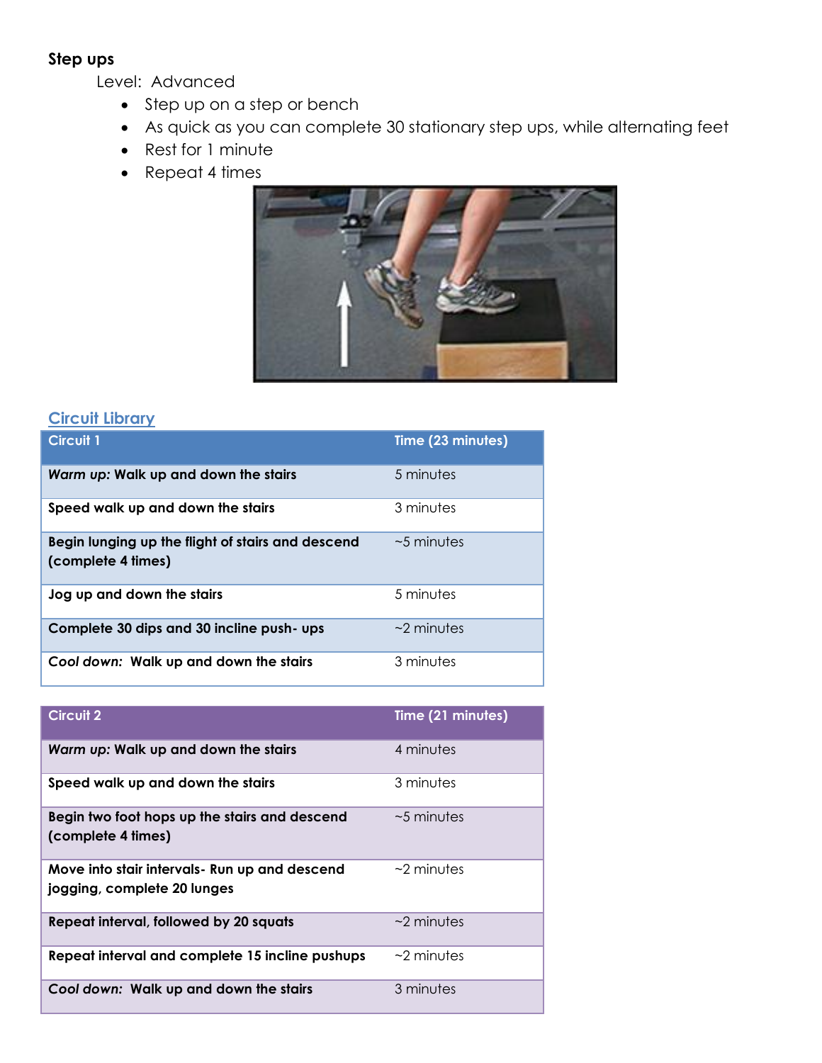**Step ups**

Level: Advanced

- Step up on a step or bench
- As quick as you can complete 30 stationary step ups, while alternating feet
- Rest for 1 minute
- Repeat 4 times

## Circuit Library

| Circuit 1 | Time (23 minutes) |
|---|---|
| ***Warm up:*** **Walk up and down the stairs** | 5 minutes |
| **Speed walk up and down the stairs** | 3 minutes |
| **Begin lunging up the flight of stairs and descend (complete 4 times)** | ~5 minutes |
| **Jog up and down the stairs** | 5 minutes |
| **Complete 30 dips and 30 incline push- ups** | ~2 minutes |
| ***Cool down:*** **Walk up and down the stairs** | 3 minutes |

| Circuit 2 | Time (21 minutes) |
|---|---|
| ***Warm up:*** **Walk up and down the stairs** | 4 minutes |
| **Speed walk up and down the stairs** | 3 minutes |
| **Begin two foot hops up the stairs and descend (complete 4 times)** | ~5 minutes |
| **Move into stair intervals- Run up and descend jogging, complete 20 lunges** | ~2 minutes |
| **Repeat interval, followed by 20 squats** | ~2 minutes |
| **Repeat interval and complete 15 incline pushups** | ~2 minutes |
| ***Cool down:*** **Walk up and down the stairs** | 3 minutes |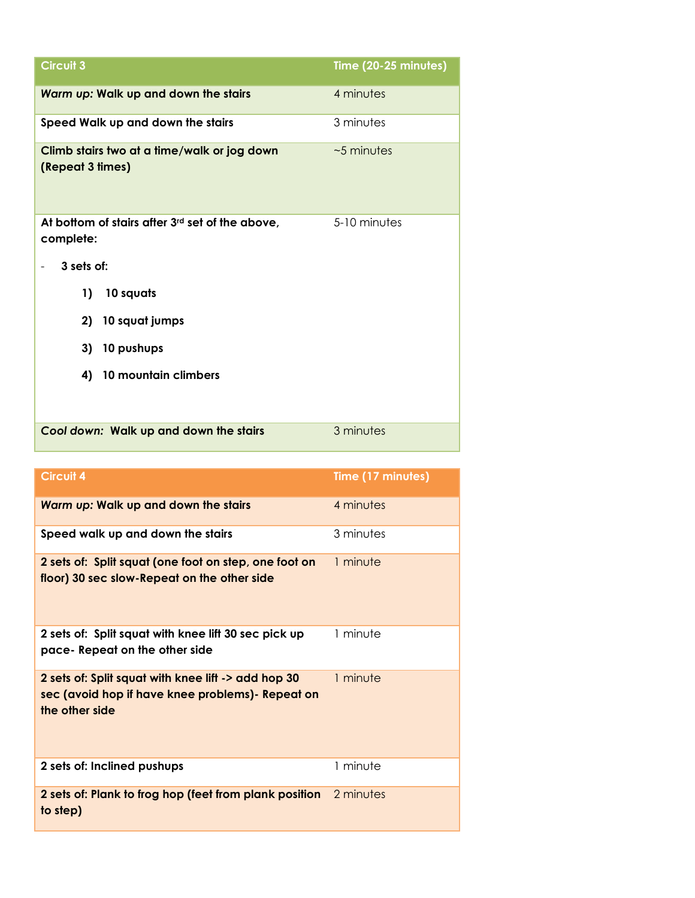| Circuit 3 | Time (20-25 minutes) |
| --- | --- |
| *Warm up:* Walk up and down the stairs | 4 minutes |
| Speed Walk up and down the stairs | 3 minutes |
| Climb stairs two at a time/walk or jog down (Repeat 3 times) | ~5 minutes |
| At bottom of stairs after 3rd set of the above, complete:<br>- 3 sets of:<br>1) 10 squats<br>2) 10 squat jumps<br>3) 10 pushups<br>4) 10 mountain climbers | 5-10 minutes |
| *Cool down:* Walk up and down the stairs | 3 minutes |

| Circuit 4 | Time (17 minutes) |
| --- | --- |
| *Warm up:* Walk up and down the stairs | 4 minutes |
| Speed walk up and down the stairs | 3 minutes |
| 2 sets of: Split squat (one foot on step, one foot on floor) 30 sec slow-Repeat on the other side | 1 minute |
| 2 sets of: Split squat with knee lift 30 sec pick up pace- Repeat on the other side | 1 minute |
| 2 sets of: Split squat with knee lift -> add hop 30 sec (avoid hop if have knee problems)- Repeat on the other side | 1 minute |
| 2 sets of: Inclined pushups | 1 minute |
| 2 sets of: Plank to frog hop (feet from plank position to step) | 2 minutes |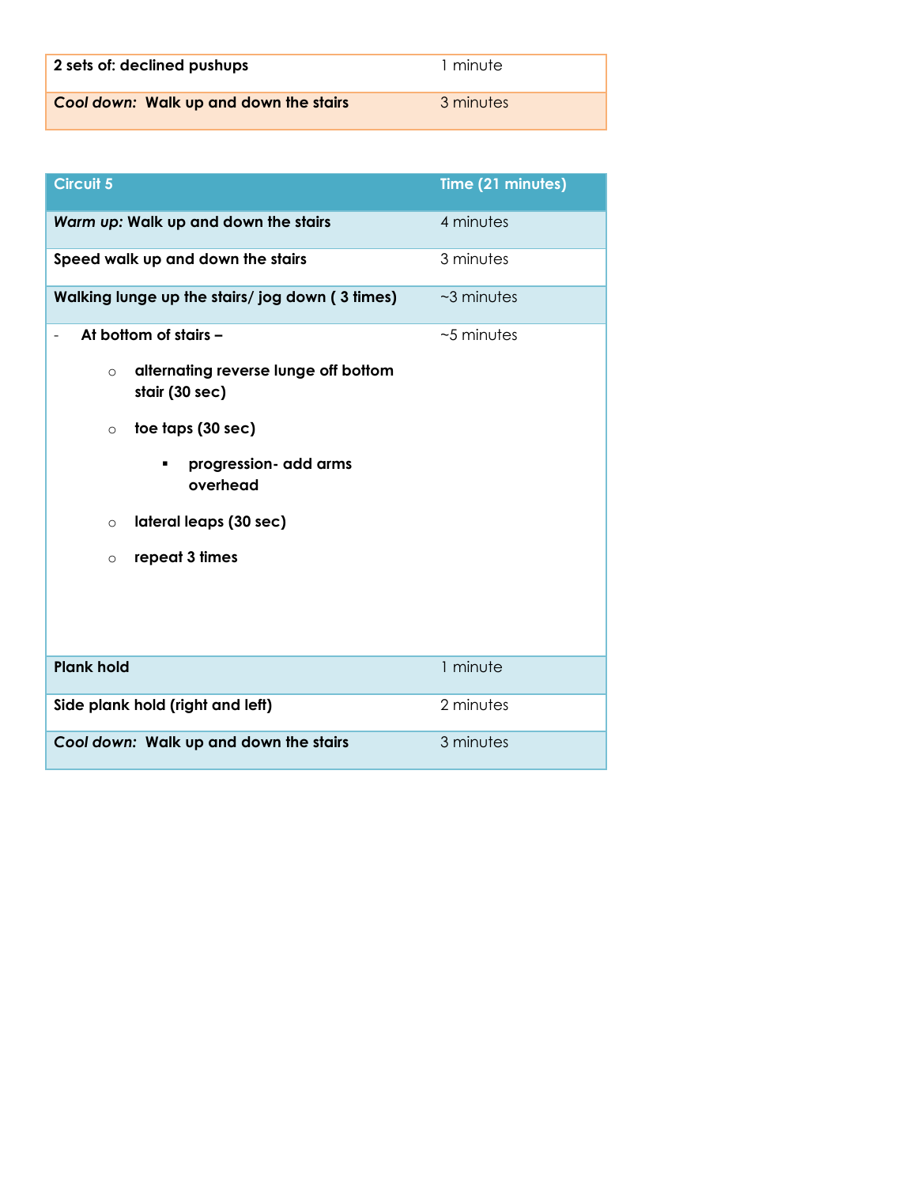| | |
|---|---|
| **2 sets of: declined pushups** | 1 minute |
| ***Cool down:* Walk up and down the stairs** | 3 minutes |

| Circuit 5 | Time (21 minutes) |
|---|---|
| ***Warm up:* Walk up and down the stairs** | 4 minutes |
| **Speed walk up and down the stairs** | 3 minutes |
| **Walking lunge up the stairs/ jog down ( 3 times)** | ~3 minutes |
| - **At bottom of stairs –**<br>o **alternating reverse lunge off bottom stair (30 sec)**<br>o **toe taps (30 sec)**<br>▪ **progression- add arms overhead**<br>o **lateral leaps (30 sec)**<br>o **repeat 3 times** | ~5 minutes |
| **Plank hold** | 1 minute |
| **Side plank hold (right and left)** | 2 minutes |
| ***Cool down:* Walk up and down the stairs** | 3 minutes |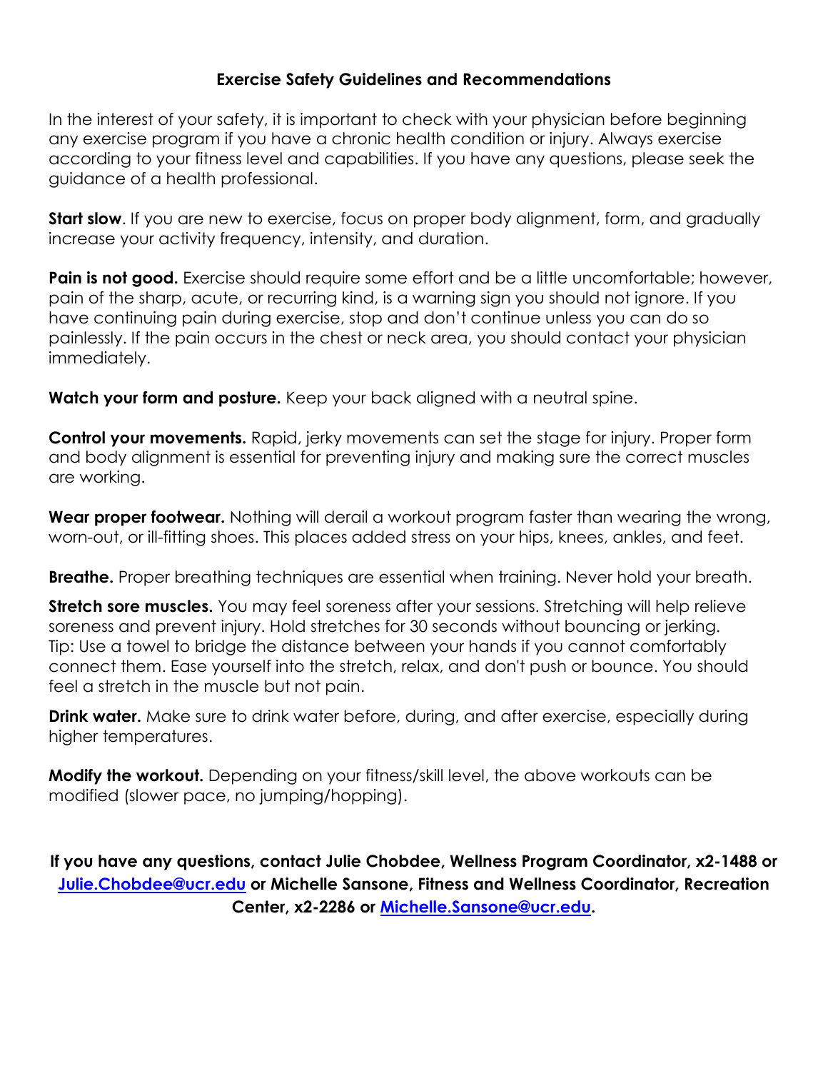## Exercise Safety Guidelines and Recommendations

In the interest of your safety, it is important to check with your physician before beginning any exercise program if you have a chronic health condition or injury. Always exercise according to your fitness level and capabilities. If you have any questions, please seek the guidance of a health professional.

**Start slow**. If you are new to exercise, focus on proper body alignment, form, and gradually increase your activity frequency, intensity, and duration.

**Pain is not good.** Exercise should require some effort and be a little uncomfortable; however, pain of the sharp, acute, or recurring kind, is a warning sign you should not ignore. If you have continuing pain during exercise, stop and don't continue unless you can do so painlessly. If the pain occurs in the chest or neck area, you should contact your physician immediately.

**Watch your form and posture.** Keep your back aligned with a neutral spine.

**Control your movements.** Rapid, jerky movements can set the stage for injury. Proper form and body alignment is essential for preventing injury and making sure the correct muscles are working.

**Wear proper footwear.** Nothing will derail a workout program faster than wearing the wrong, worn-out, or ill-fitting shoes. This places added stress on your hips, knees, ankles, and feet.

**Breathe.** Proper breathing techniques are essential when training. Never hold your breath.

**Stretch sore muscles.** You may feel soreness after your sessions. Stretching will help relieve soreness and prevent injury. Hold stretches for 30 seconds without bouncing or jerking. Tip: Use a towel to bridge the distance between your hands if you cannot comfortably connect them. Ease yourself into the stretch, relax, and don't push or bounce. You should feel a stretch in the muscle but not pain.

**Drink water.** Make sure to drink water before, during, and after exercise, especially during higher temperatures.

**Modify the workout.** Depending on your fitness/skill level, the above workouts can be modified (slower pace, no jumping/hopping).

**If you have any questions, contact Julie Chobdee, Wellness Program Coordinator, x2-1488 or [Julie.Chobdee@ucr.edu](mailto:Julie.Chobdee@ucr.edu) or Michelle Sansone, Fitness and Wellness Coordinator, Recreation Center, x2-2286 or [Michelle.Sansone@ucr.edu](mailto:Michelle.Sansone@ucr.edu).**